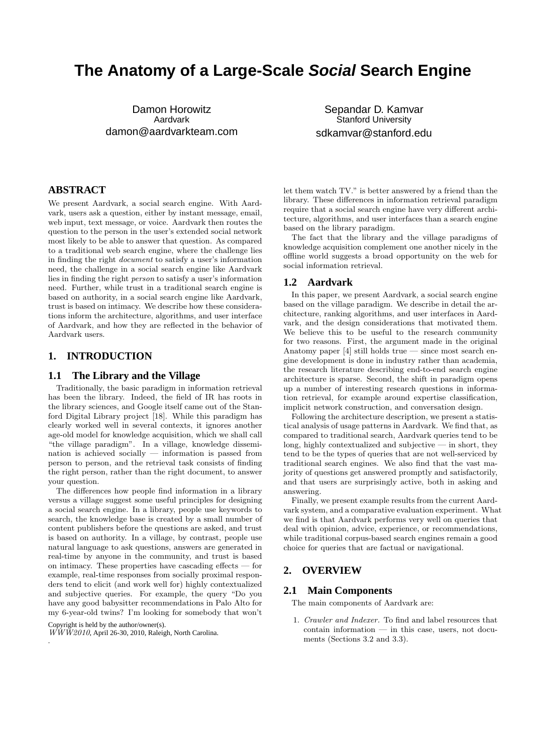# The Anatomy of a Large-Scale *Social* Search Engine

Damon Horowitz
Aardvark
damon@aardvarkteam.com

Sepandar D. Kamvar
Stanford University
sdkamvar@stanford.edu

## ABSTRACT

We present Aardvark, a social search engine. With Aardvark, users ask a question, either by instant message, email, web input, text message, or voice. Aardvark then routes the question to the person in the user's extended social network most likely to be able to answer that question. As compared to a traditional web search engine, where the challenge lies in finding the right *document* to satisfy a user's information need, the challenge in a social search engine like Aardvark lies in finding the right *person* to satisfy a user's information need. Further, while trust in a traditional search engine is based on authority, in a social search engine like Aardvark, trust is based on intimacy. We describe how these considerations inform the architecture, algorithms, and user interface of Aardvark, and how they are reflected in the behavior of Aardvark users.

## 1. INTRODUCTION

### 1.1 The Library and the Village

Traditionally, the basic paradigm in information retrieval has been the library. Indeed, the field of IR has roots in the library sciences, and Google itself came out of the Stanford Digital Library project [18]. While this paradigm has clearly worked well in several contexts, it ignores another age-old model for knowledge acquisition, which we shall call "the village paradigm". In a village, knowledge dissemination is achieved socially — information is passed from person to person, and the retrieval task consists of finding the right person, rather than the right document, to answer your question.

The differences how people find information in a library versus a village suggest some useful principles for designing a social search engine. In a library, people use keywords to search, the knowledge base is created by a small number of content publishers before the questions are asked, and trust is based on authority. In a village, by contrast, people use natural language to ask questions, answers are generated in real-time by anyone in the community, and trust is based on intimacy. These properties have cascading effects — for example, real-time responses from socially proximal responders tend to elicit (and work well for) highly contextualized and subjective queries. For example, the query "Do you have any good babysitter recommendations in Palo Alto for my 6-year-old twins? I'm looking for somebody that won't let them watch TV." is better answered by a friend than the library. These differences in information retrieval paradigm require that a social search engine have very different architecture, algorithms, and user interfaces than a search engine based on the library paradigm.

The fact that the library and the village paradigms of knowledge acquisition complement one another nicely in the offline world suggests a broad opportunity on the web for social information retrieval.

### 1.2 Aardvark

In this paper, we present Aardvark, a social search engine based on the village paradigm. We describe in detail the architecture, ranking algorithms, and user interfaces in Aardvark, and the design considerations that motivated them. We believe this to be useful to the research community for two reasons. First, the argument made in the original Anatomy paper [4] still holds true — since most search engine development is done in industry rather than academia, the research literature describing end-to-end search engine architecture is sparse. Second, the shift in paradigm opens up a number of interesting research questions in information retrieval, for example around expertise classification, implicit network construction, and conversation design.

Following the architecture description, we present a statistical analysis of usage patterns in Aardvark. We find that, as compared to traditional search, Aardvark queries tend to be long, highly contextualized and subjective — in short, they tend to be the types of queries that are not well-serviced by traditional search engines. We also find that the vast majority of questions get answered promptly and satisfactorily, and that users are surprisingly active, both in asking and answering.

Finally, we present example results from the current Aardvark system, and a comparative evaluation experiment. What we find is that Aardvark performs very well on queries that deal with opinion, advice, experience, or recommendations, while traditional corpus-based search engines remain a good choice for queries that are factual or navigational.

## 2. OVERVIEW

### 2.1 Main Components

The main components of Aardvark are:

1. *Crawler and Indexer.* To find and label resources that contain information — in this case, users, not documents (Sections 3.2 and 3.3).

Copyright is held by the author/owner(s).
*WWW2010*, April 26-30, 2010, Raleigh, North Carolina.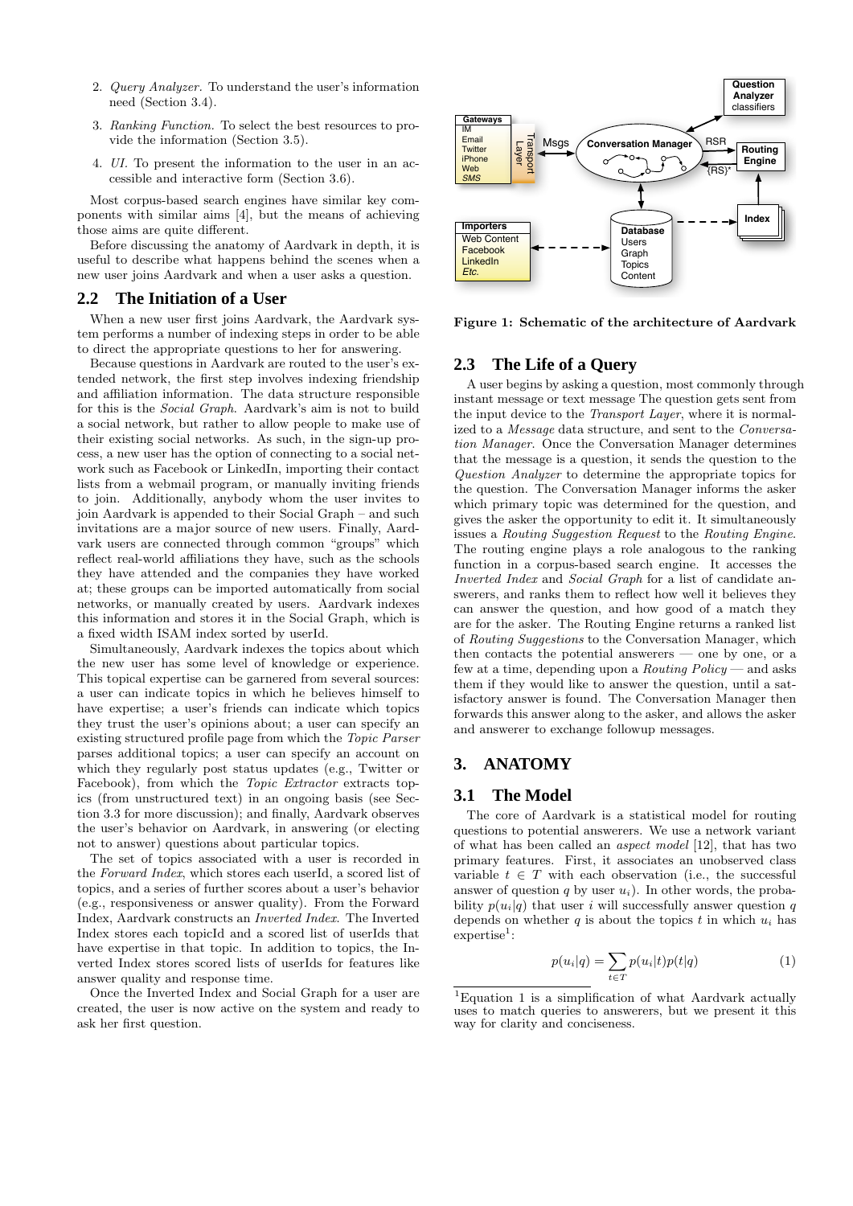2. *Query Analyzer.* To understand the user's information need (Section 3.4).

3. *Ranking Function.* To select the best resources to provide the information (Section 3.5).

4. *UI.* To present the information to the user in an accessible and interactive form (Section 3.6).

Most corpus-based search engines have similar key components with similar aims [4], but the means of achieving those aims are quite different.

Before discussing the anatomy of Aardvark in depth, it is useful to describe what happens behind the scenes when a new user joins Aardvark and when a user asks a question.

## 2.2 The Initiation of a User

When a new user first joins Aardvark, the Aardvark system performs a number of indexing steps in order to be able to direct the appropriate questions to her for answering.

Because questions in Aardvark are routed to the user's extended network, the first step involves indexing friendship and affiliation information. The data structure responsible for this is the *Social Graph*. Aardvark's aim is not to build a social network, but rather to allow people to make use of their existing social networks. As such, in the sign-up process, a new user has the option of connecting to a social network such as Facebook or LinkedIn, importing their contact lists from a webmail program, or manually inviting friends to join. Additionally, anybody whom the user invites to join Aardvark is appended to their Social Graph – and such invitations are a major source of new users. Finally, Aardvark users are connected through common "groups" which reflect real-world affiliations they have, such as the schools they have attended and the companies they have worked at; these groups can be imported automatically from social networks, or manually created by users. Aardvark indexes this information and stores it in the Social Graph, which is a fixed width ISAM index sorted by userId.

Simultaneously, Aardvark indexes the topics about which the new user has some level of knowledge or experience. This topical expertise can be garnered from several sources: a user can indicate topics in which he believes himself to have expertise; a user's friends can indicate which topics they trust the user's opinions about; a user can specify an existing structured profile page from which the *Topic Parser* parses additional topics; a user can specify an account on which they regularly post status updates (e.g., Twitter or Facebook), from which the *Topic Extractor* extracts topics (from unstructured text) in an ongoing basis (see Section 3.3 for more discussion); and finally, Aardvark observes the user's behavior on Aardvark, in answering (or electing not to answer) questions about particular topics.

The set of topics associated with a user is recorded in the *Forward Index*, which stores each userId, a scored list of topics, and a series of further scores about a user's behavior (e.g., responsiveness or answer quality). From the Forward Index, Aardvark constructs an *Inverted Index*. The Inverted Index stores each topicId and a scored list of userIds that have expertise in that topic. In addition to topics, the Inverted Index stores scored lists of userIds for features like answer quality and response time.

Once the Inverted Index and Social Graph for a user are created, the user is now active on the system and ready to ask her first question.

**Figure 1: Schematic of the architecture of Aardvark**

## 2.3 The Life of a Query

A user begins by asking a question, most commonly through instant message or text message The question gets sent from the input device to the *Transport Layer*, where it is normalized to a *Message* data structure, and sent to the *Conversation Manager*. Once the Conversation Manager determines that the message is a question, it sends the question to the *Question Analyzer* to determine the appropriate topics for the question. The Conversation Manager informs the asker which primary topic was determined for the question, and gives the asker the opportunity to edit it. It simultaneously issues a *Routing Suggestion Request* to the *Routing Engine*. The routing engine plays a role analogous to the ranking function in a corpus-based search engine. It accesses the *Inverted Index* and *Social Graph* for a list of candidate answerers, and ranks them to reflect how well it believes they can answer the question, and how good of a match they are for the asker. The Routing Engine returns a ranked list of *Routing Suggestions* to the Conversation Manager, which then contacts the potential answerers — one by one, or a few at a time, depending upon a *Routing Policy* — and asks them if they would like to answer the question, until a satisfactory answer is found. The Conversation Manager then forwards this answer along to the asker, and allows the asker and answerer to exchange followup messages.

# 3. ANATOMY

## 3.1 The Model

The core of Aardvark is a statistical model for routing questions to potential answerers. We use a network variant of what has been called an *aspect model* [12], that has two primary features. First, it associates an unobserved class variable $t \in T$ with each observation (i.e., the successful answer of question $q$ by user $u_i$). In other words, the probability $p(u_i|q)$ that user $i$ will successfully answer question $q$ depends on whether $q$ is about the topics $t$ in which $u_i$ has expertise[1]:

$$p(u_i|q) = \sum_{t \in T} p(u_i|t)p(t|q) \tag{1}$$

[1]Equation 1 is a simplification of what Aardvark actually uses to match queries to answerers, but we present it this way for clarity and conciseness.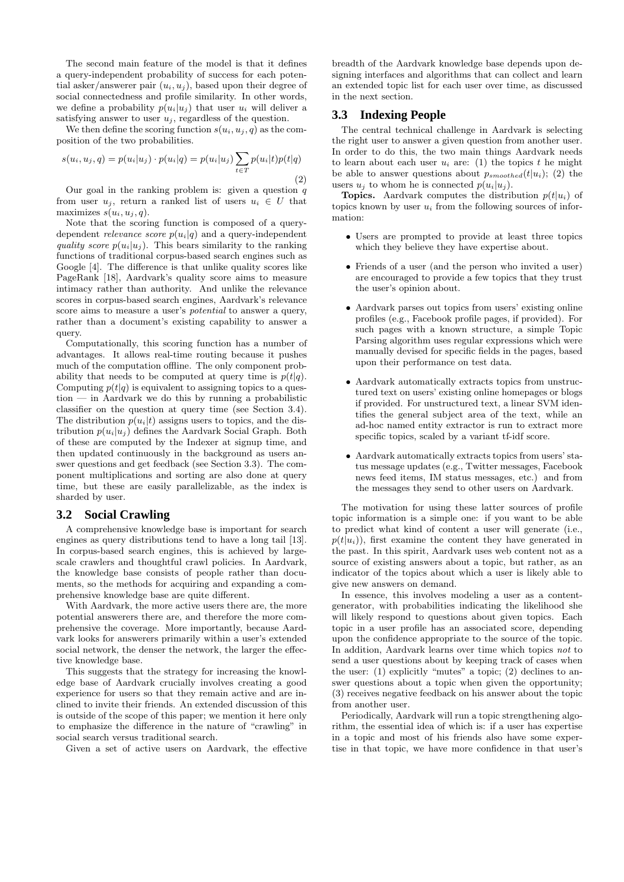The second main feature of the model is that it defines a query-independent probability of success for each potential asker/answerer pair $(u_i, u_j)$, based upon their degree of social connectedness and profile similarity. In other words, we define a probability $p(u_i|u_j)$ that user $u_i$ will deliver a satisfying answer to user $u_j$, regardless of the question.

We then define the scoring function $s(u_i, u_j, q)$ as the composition of the two probabilities.

$$s(u_i, u_j, q) = p(u_i|u_j) \cdot p(u_i|q) = p(u_i|u_j) \sum_{t \in T} p(u_i|t)p(t|q) \tag{2}$$

Our goal in the ranking problem is: given a question $q$ from user $u_j$, return a ranked list of users $u_i \in U$ that maximizes $s(u_i, u_j, q)$.

Note that the scoring function is composed of a query-dependent *relevance score* $p(u_i|q)$ and a query-independent *quality score* $p(u_i|u_j)$. This bears similarity to the ranking functions of traditional corpus-based search engines such as Google [4]. The difference is that unlike quality scores like PageRank [18], Aardvark's quality score aims to measure intimacy rather than authority. And unlike the relevance scores in corpus-based search engines, Aardvark's relevance score aims to measure a user's *potential* to answer a query, rather than a document's existing capability to answer a query.

Computationally, this scoring function has a number of advantages. It allows real-time routing because it pushes much of the computation offline. The only component probability that needs to be computed at query time is $p(t|q)$. Computing $p(t|q)$ is equivalent to assigning topics to a question — in Aardvark we do this by running a probabilistic classifier on the question at query time (see Section 3.4). The distribution $p(u_i|t)$ assigns users to topics, and the distribution $p(u_i|u_j)$ defines the Aardvark Social Graph. Both of these are computed by the Indexer at signup time, and then updated continuously in the background as users answer questions and get feedback (see Section 3.3). The component multiplications and sorting are also done at query time, but these are easily parallelizable, as the index is sharded by user.

## 3.2 Social Crawling

A comprehensive knowledge base is important for search engines as query distributions tend to have a long tail [13]. In corpus-based search engines, this is achieved by large-scale crawlers and thoughtful crawl policies. In Aardvark, the knowledge base consists of people rather than documents, so the methods for acquiring and expanding a comprehensive knowledge base are quite different.

With Aardvark, the more active users there are, the more potential answerers there are, and therefore the more comprehensive the coverage. More importantly, because Aardvark looks for answerers primarily within a user's extended social network, the denser the network, the larger the effective knowledge base.

This suggests that the strategy for increasing the knowledge base of Aardvark crucially involves creating a good experience for users so that they remain active and are inclined to invite their friends. An extended discussion of this is outside of the scope of this paper; we mention it here only to emphasize the difference in the nature of "crawling" in social search versus traditional search.

Given a set of active users on Aardvark, the effective breadth of the Aardvark knowledge base depends upon designing interfaces and algorithms that can collect and learn an extended topic list for each user over time, as discussed in the next section.

## 3.3 Indexing People

The central technical challenge in Aardvark is selecting the right user to answer a given question from another user. In order to do this, the two main things Aardvark needs to learn about each user $u_i$ are: (1) the topics $t$ he might be able to answer questions about $p_{smoothed}(t|u_i)$; (2) the users $u_j$ to whom he is connected $p(u_i|u_j)$.

**Topics.** Aardvark computes the distribution $p(t|u_i)$ of topics known by user $u_i$ from the following sources of information:

- Users are prompted to provide at least three topics which they believe they have expertise about.
- Friends of a user (and the person who invited a user) are encouraged to provide a few topics that they trust the user's opinion about.
- Aardvark parses out topics from users' existing online profiles (e.g., Facebook profile pages, if provided). For such pages with a known structure, a simple Topic Parsing algorithm uses regular expressions which were manually devised for specific fields in the pages, based upon their performance on test data.
- Aardvark automatically extracts topics from unstructured text on users' existing online homepages or blogs if provided. For unstructured text, a linear SVM identifies the general subject area of the text, while an ad-hoc named entity extractor is run to extract more specific topics, scaled by a variant tf-idf score.
- Aardvark automatically extracts topics from users' status message updates (e.g., Twitter messages, Facebook news feed items, IM status messages, etc.) and from the messages they send to other users on Aardvark.

The motivation for using these latter sources of profile topic information is a simple one: if you want to be able to predict what kind of content a user will generate (i.e., $p(t|u_i)$), first examine the content they have generated in the past. In this spirit, Aardvark uses web content not as a source of existing answers about a topic, but rather, as an indicator of the topics about which a user is likely able to give new answers on demand.

In essence, this involves modeling a user as a content-generator, with probabilities indicating the likelihood she will likely respond to questions about given topics. Each topic in a user profile has an associated score, depending upon the confidence appropriate to the source of the topic. In addition, Aardvark learns over time which topics *not* to send a user questions about by keeping track of cases when the user: (1) explicitly "mutes" a topic; (2) declines to answer questions about a topic when given the opportunity; (3) receives negative feedback on his answer about the topic from another user.

Periodically, Aardvark will run a topic strengthening algorithm, the essential idea of which is: if a user has expertise in a topic and most of his friends also have some expertise in that topic, we have more confidence in that user's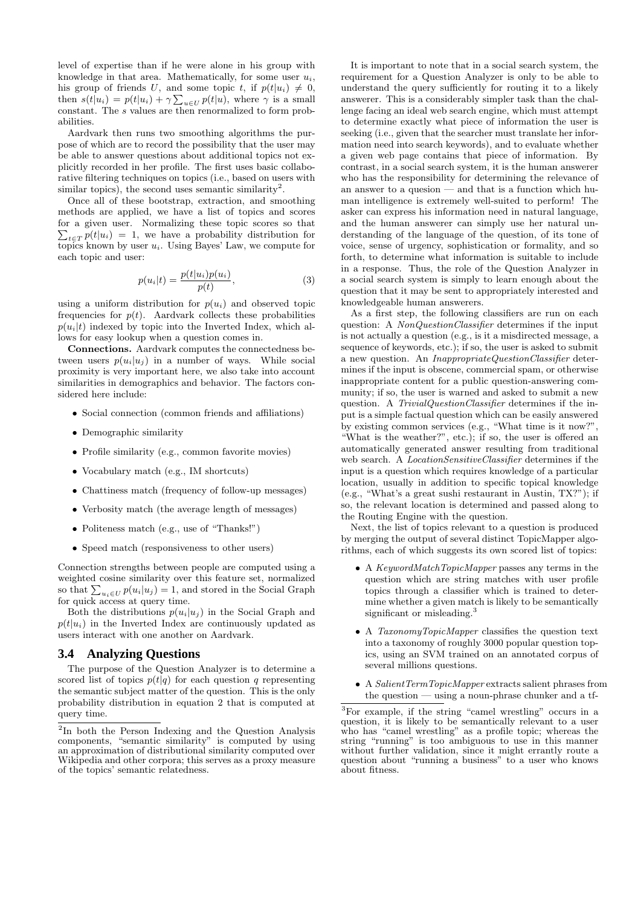level of expertise than if he were alone in his group with knowledge in that area. Mathematically, for some user $u_i$, his group of friends $U$, and some topic $t$, if $p(t|u_i) \neq 0$, then $s(t|u_i) = p(t|u_i) + \gamma \sum_{u \in U} p(t|u)$, where $\gamma$ is a small constant. The $s$ values are then renormalized to form probabilities.

Aardvark then runs two smoothing algorithms the purpose of which are to record the possibility that the user may be able to answer questions about additional topics not explicitly recorded in her profile. The first uses basic collaborative filtering techniques on topics (i.e., based on users with similar topics), the second uses semantic similarity[2].

Once all of these bootstrap, extraction, and smoothing methods are applied, we have a list of topics and scores for a given user. Normalizing these topic scores so that $\sum_{t \in T} p(t|u_i) = 1$, we have a probability distribution for topics known by user $u_i$. Using Bayes' Law, we compute for each topic and user:

$$p(u_i|t) = \frac{p(t|u_i)p(u_i)}{p(t)}, \tag{3}$$

using a uniform distribution for $p(u_i)$ and observed topic frequencies for $p(t)$. Aardvark collects these probabilities $p(u_i|t)$ indexed by topic into the Inverted Index, which allows for easy lookup when a question comes in.

**Connections.** Aardvark computes the connectedness between users $p(u_i|u_j)$ in a number of ways. While social proximity is very important here, we also take into account similarities in demographics and behavior. The factors considered here include:

- Social connection (common friends and affiliations)
- Demographic similarity
- Profile similarity (e.g., common favorite movies)
- Vocabulary match (e.g., IM shortcuts)
- Chattiness match (frequency of follow-up messages)
- Verbosity match (the average length of messages)
- Politeness match (e.g., use of "Thanks!")
- Speed match (responsiveness to other users)

Connection strengths between people are computed using a weighted cosine similarity over this feature set, normalized so that $\sum_{u_i \in U} p(u_i|u_j) = 1$, and stored in the Social Graph for quick access at query time.

Both the distributions $p(u_i|u_j)$ in the Social Graph and $p(t|u_i)$ in the Inverted Index are continuously updated as users interact with one another on Aardvark.

### 3.4 Analyzing Questions

The purpose of the Question Analyzer is to determine a scored list of topics $p(t|q)$ for each question $q$ representing the semantic subject matter of the question. This is the only probability distribution in equation 2 that is computed at query time.

It is important to note that in a social search system, the requirement for a Question Analyzer is only to be able to understand the query sufficiently for routing it to a likely answerer. This is a considerably simpler task than the challenge facing an ideal web search engine, which must attempt to determine exactly what piece of information the user is seeking (i.e., given that the searcher must translate her information need into search keywords), and to evaluate whether a given web page contains that piece of information. By contrast, in a social search system, it is the human answerer who has the responsibility for determining the relevance of an answer to a quesion — and that is a function which human intelligence is extremely well-suited to perform! The asker can express his information need in natural language, and the human answerer can simply use her natural understanding of the language of the question, of its tone of voice, sense of urgency, sophistication or formality, and so forth, to determine what information is suitable to include in a response. Thus, the role of the Question Analyzer in a social search system is simply to learn enough about the question that it may be sent to appropriately interested and knowledgeable human answerers.

As a first step, the following classifiers are run on each question: A *NonQuestionClassifier* determines if the input is not actually a question (e.g., is it a misdirected message, a sequence of keywords, etc.); if so, the user is asked to submit a new question. An *InappropriateQuestionClassifier* determines if the input is obscene, commercial spam, or otherwise inappropriate content for a public question-answering community; if so, the user is warned and asked to submit a new question. A *TrivialQuestionClassifier* determines if the input is a simple factual question which can be easily answered by existing common services (e.g., "What time is it now?", "What is the weather?", etc.); if so, the user is offered an automatically generated answer resulting from traditional web search. A *LocationSensitiveClassifier* determines if the input is a question which requires knowledge of a particular location, usually in addition to specific topical knowledge (e.g., "What's a great sushi restaurant in Austin, TX?"); if so, the relevant location is determined and passed along to the Routing Engine with the question.

Next, the list of topics relevant to a question is produced by merging the output of several distinct TopicMapper algorithms, each of which suggests its own scored list of topics:

- A *KeywordMatchTopicMapper* passes any terms in the question which are string matches with user profile topics through a classifier which is trained to determine whether a given match is likely to be semantically significant or misleading.[3]
- A *TaxonomyTopicMapper* classifies the question text into a taxonomy of roughly 3000 popular question topics, using an SVM trained on an annotated corpus of several millions questions.
- A *SalientTermTopicMapper* extracts salient phrases from the question — using a noun-phrase chunker and a tf-

[2] In both the Person Indexing and the Question Analysis components, "semantic similarity" is computed by using an approximation of distributional similarity computed over Wikipedia and other corpora; this serves as a proxy measure of the topics' semantic relatedness.

[3] For example, if the string "camel wrestling" occurs in a question, it is likely to be semantically relevant to a user who has "camel wrestling" as a profile topic; whereas the string "running" is too ambiguous to use in this manner without further validation, since it might errantly route a question about "running a business" to a user who knows about fitness.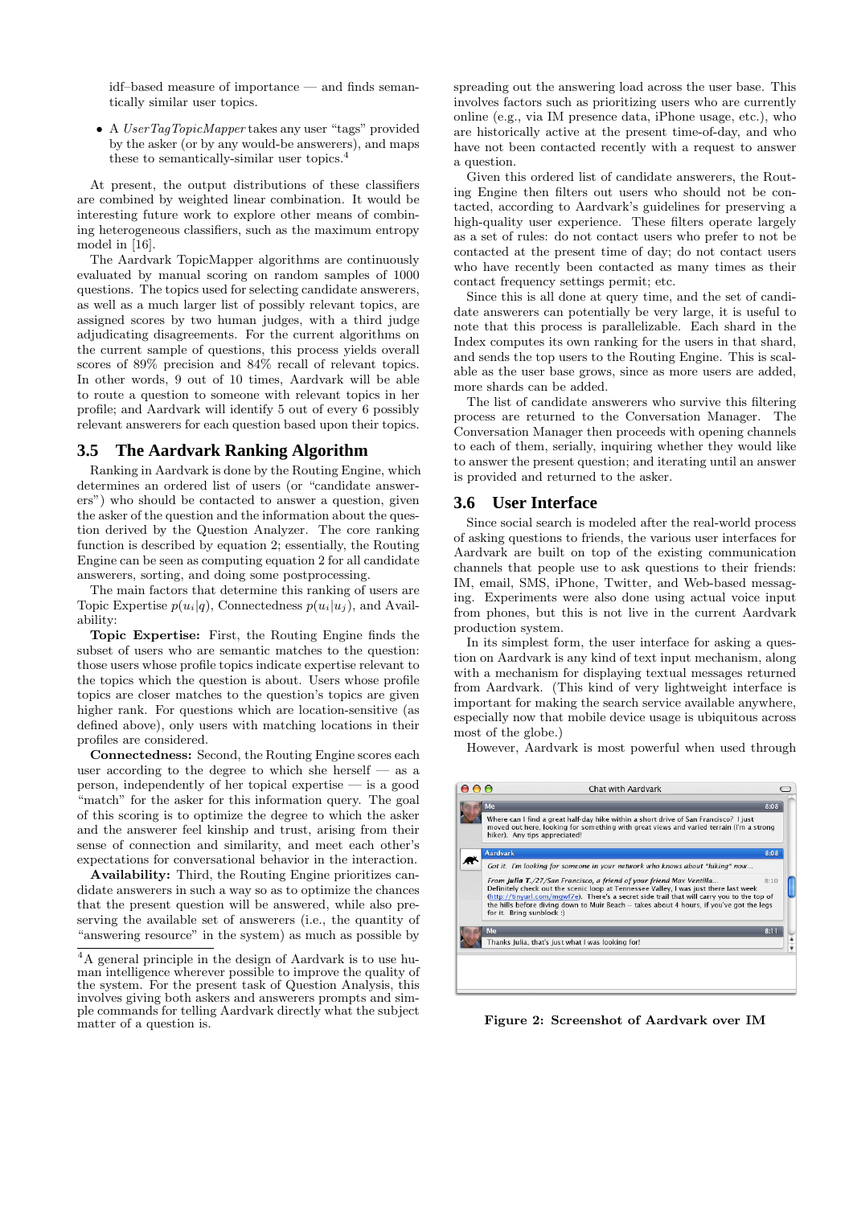idf–based measure of importance — and finds semantically similar user topics.

- A *UserTagTopicMapper* takes any user "tags" provided by the asker (or by any would-be answerers), and maps these to semantically-similar user topics.[4]

At present, the output distributions of these classifiers are combined by weighted linear combination. It would be interesting future work to explore other means of combining heterogeneous classifiers, such as the maximum entropy model in [16].

The Aardvark TopicMapper algorithms are continuously evaluated by manual scoring on random samples of 1000 questions. The topics used for selecting candidate answerers, as well as a much larger list of possibly relevant topics, are assigned scores by two human judges, with a third judge adjudicating disagreements. For the current algorithms on the current sample of questions, this process yields overall scores of 89% precision and 84% recall of relevant topics. In other words, 9 out of 10 times, Aardvark will be able to route a question to someone with relevant topics in her profile; and Aardvark will identify 5 out of every 6 possibly relevant answerers for each question based upon their topics.

## 3.5 The Aardvark Ranking Algorithm

Ranking in Aardvark is done by the Routing Engine, which determines an ordered list of users (or "candidate answerers") who should be contacted to answer a question, given the asker of the question and the information about the question derived by the Question Analyzer. The core ranking function is described by equation 2; essentially, the Routing Engine can be seen as computing equation 2 for all candidate answerers, sorting, and doing some postprocessing.

The main factors that determine this ranking of users are Topic Expertise $p(u_i|q)$, Connectedness $p(u_i|u_j)$, and Availability:

**Topic Expertise:** First, the Routing Engine finds the subset of users who are semantic matches to the question: those users whose profile topics indicate expertise relevant to the topics which the question is about. Users whose profile topics are closer matches to the question's topics are given higher rank. For questions which are location-sensitive (as defined above), only users with matching locations in their profiles are considered.

**Connectedness:** Second, the Routing Engine scores each user according to the degree to which she herself — as a person, independently of her topical expertise — is a good "match" for the asker for this information query. The goal of this scoring is to optimize the degree to which the asker and the answerer feel kinship and trust, arising from their sense of connection and similarity, and meet each other's expectations for conversational behavior in the interaction.

**Availability:** Third, the Routing Engine prioritizes candidate answerers in such a way so as to optimize the chances that the present question will be answered, while also preserving the available set of answerers (i.e., the quantity of "answering resource" in the system) as much as possible by spreading out the answering load across the user base. This involves factors such as prioritizing users who are currently online (e.g., via IM presence data, iPhone usage, etc.), who are historically active at the present time-of-day, and who have not been contacted recently with a request to answer a question.

Given this ordered list of candidate answerers, the Routing Engine then filters out users who should not be contacted, according to Aardvark's guidelines for preserving a high-quality user experience. These filters operate largely as a set of rules: do not contact users who prefer to not be contacted at the present time of day; do not contact users who have recently been contacted as many times as their contact frequency settings permit; etc.

Since this is all done at query time, and the set of candidate answerers can potentially be very large, it is useful to note that this process is parallelizable. Each shard in the Index computes its own ranking for the users in that shard, and sends the top users to the Routing Engine. This is scalable as the user base grows, since as more users are added, more shards can be added.

The list of candidate answerers who survive this filtering process are returned to the Conversation Manager. The Conversation Manager then proceeds with opening channels to each of them, serially, inquiring whether they would like to answer the present question; and iterating until an answer is provided and returned to the asker.

## 3.6 User Interface

Since social search is modeled after the real-world process of asking questions to friends, the various user interfaces for Aardvark are built on top of the existing communication channels that people use to ask questions to their friends: IM, email, SMS, iPhone, Twitter, and Web-based messaging. Experiments were also done using actual voice input from phones, but this is not live in the current Aardvark production system.

In its simplest form, the user interface for asking a question on Aardvark is any kind of text input mechanism, along with a mechanism for displaying textual messages returned from Aardvark. (This kind of very lightweight interface is important for making the search service available anywhere, especially now that mobile device usage is ubiquitous across most of the globe.)

However, Aardvark is most powerful when used through

**Figure 2: Screenshot of Aardvark over IM**

[4] A general principle in the design of Aardvark is to use human intelligence wherever possible to improve the quality of the system. For the present task of Question Analysis, this involves giving both askers and answerers prompts and simple commands for telling Aardvark directly what the subject matter of a question is.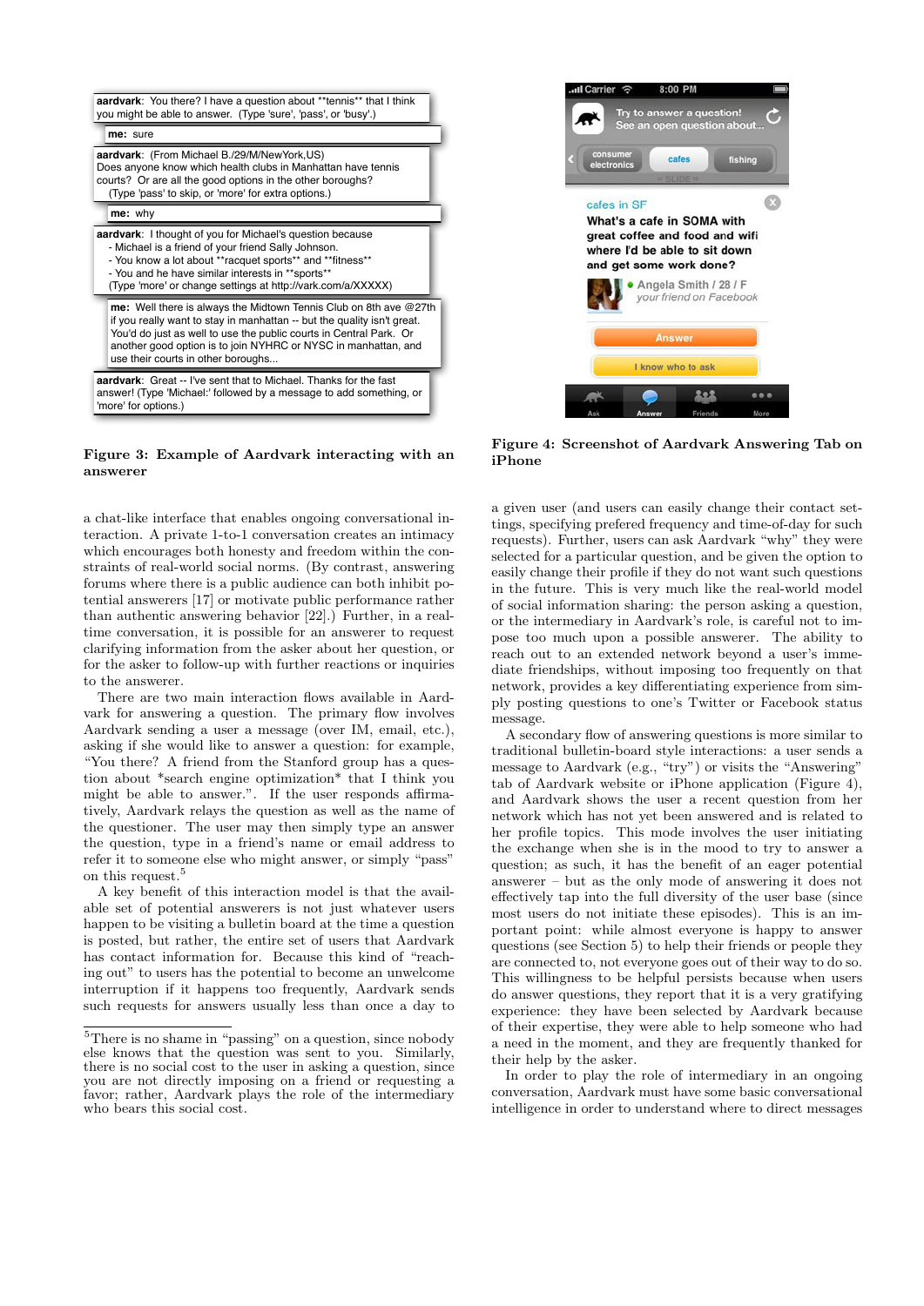| |
|---|
| **aardvark**: You there? I have a question about **tennis** that I think you might be able to answer. (Type 'sure', 'pass', or 'busy'.) |
| **me**: sure |
| **aardvark**: (From Michael B./29/M/NewYork,US) Does anyone know which health clubs in Manhattan have tennis courts? Or are all the good options in the other boroughs? (Type 'pass' to skip, or 'more' for extra options.) |
| **me**: why |
| **aardvark**: I thought of you for Michael's question because - Michael is a friend of your friend Sally Johnson. - You know a lot about **racquet sports** and **fitness** - You and he have similar interests in **sports** (Type 'more' or change settings at http://vark.com/a/XXXXX) |
| **me**: Well there is always the Midtown Tennis Club on 8th ave @27th if you really want to stay in manhattan -- but the quality isn't great. You'd do just as well to use the public courts in Central Park. Or another good option is to join NYHRC or NYSC in manhattan, and use their courts in other boroughs... |
| **aardvark**: Great -- I've sent that to Michael. Thanks for the fast answer! (Type 'Michael:' followed by a message to add something, or 'more' for options.) |

**Figure 3: Example of Aardvark interacting with an answerer**

**Figure 4: Screenshot of Aardvark Answering Tab on iPhone**

a chat-like interface that enables ongoing conversational interaction. A private 1-to-1 conversation creates an intimacy which encourages both honesty and freedom within the constraints of real-world social norms. (By contrast, answering forums where there is a public audience can both inhibit potential answerers [17] or motivate public performance rather than authentic answering behavior [22].) Further, in a real-time conversation, it is possible for an answerer to request clarifying information from the asker about her question, or for the asker to follow-up with further reactions or inquiries to the answerer.

There are two main interaction flows available in Aardvark for answering a question. The primary flow involves Aardvark sending a user a message (over IM, email, etc.), asking if she would like to answer a question: for example, "You there? A friend from the Stanford group has a question about *search engine optimization* that I think you might be able to answer.". If the user responds affirmatively, Aardvark relays the question as well as the name of the questioner. The user may then simply type an answer the question, type in a friend's name or email address to refer it to someone else who might answer, or simply "pass" on this request.[5]

A key benefit of this interaction model is that the available set of potential answerers is not just whatever users happen to be visiting a bulletin board at the time a question is posted, but rather, the entire set of users that Aardvark has contact information for. Because this kind of "reaching out" to users has the potential to become an unwelcome interruption if it happens too frequently, Aardvark sends such requests for answers usually less than once a day to a given user (and users can easily change their contact settings, specifying prefered frequency and time-of-day for such requests). Further, users can ask Aardvark "why" they were selected for a particular question, and be given the option to easily change their profile if they do not want such questions in the future. This is very much like the real-world model of social information sharing: the person asking a question, or the intermediary in Aardvark's role, is careful not to impose too much upon a possible answerer. The ability to reach out to an extended network beyond a user's immediate friendships, without imposing too frequently on that network, provides a key differentiating experience from simply posting questions to one's Twitter or Facebook status message.

A secondary flow of answering questions is more similar to traditional bulletin-board style interactions: a user sends a message to Aardvark (e.g., "try") or visits the "Answering" tab of Aardvark website or iPhone application (Figure 4), and Aardvark shows the user a recent question from her network which has not yet been answered and is related to her profile topics. This mode involves the user initiating the exchange when she is in the mood to try to answer a question; as such, it has the benefit of an eager potential answerer – but as the only mode of answering it does not effectively tap into the full diversity of the user base (since most users do not initiate these episodes). This is an important point: while almost everyone is happy to answer questions (see Section 5) to help their friends or people they are connected to, not everyone goes out of their way to do so. This willingness to be helpful persists because when users do answer questions, they report that it is a very gratifying experience: they have been selected by Aardvark because of their expertise, they were able to help someone who had a need in the moment, and they are frequently thanked for their help by the asker.

In order to play the role of intermediary in an ongoing conversation, Aardvark must have some basic conversational intelligence in order to understand where to direct messages

[5]There is no shame in "passing" on a question, since nobody else knows that the question was sent to you. Similarly, there is no social cost to the user in asking a question, since you are not directly imposing on a friend or requesting a favor; rather, Aardvark plays the role of the intermediary who bears this social cost.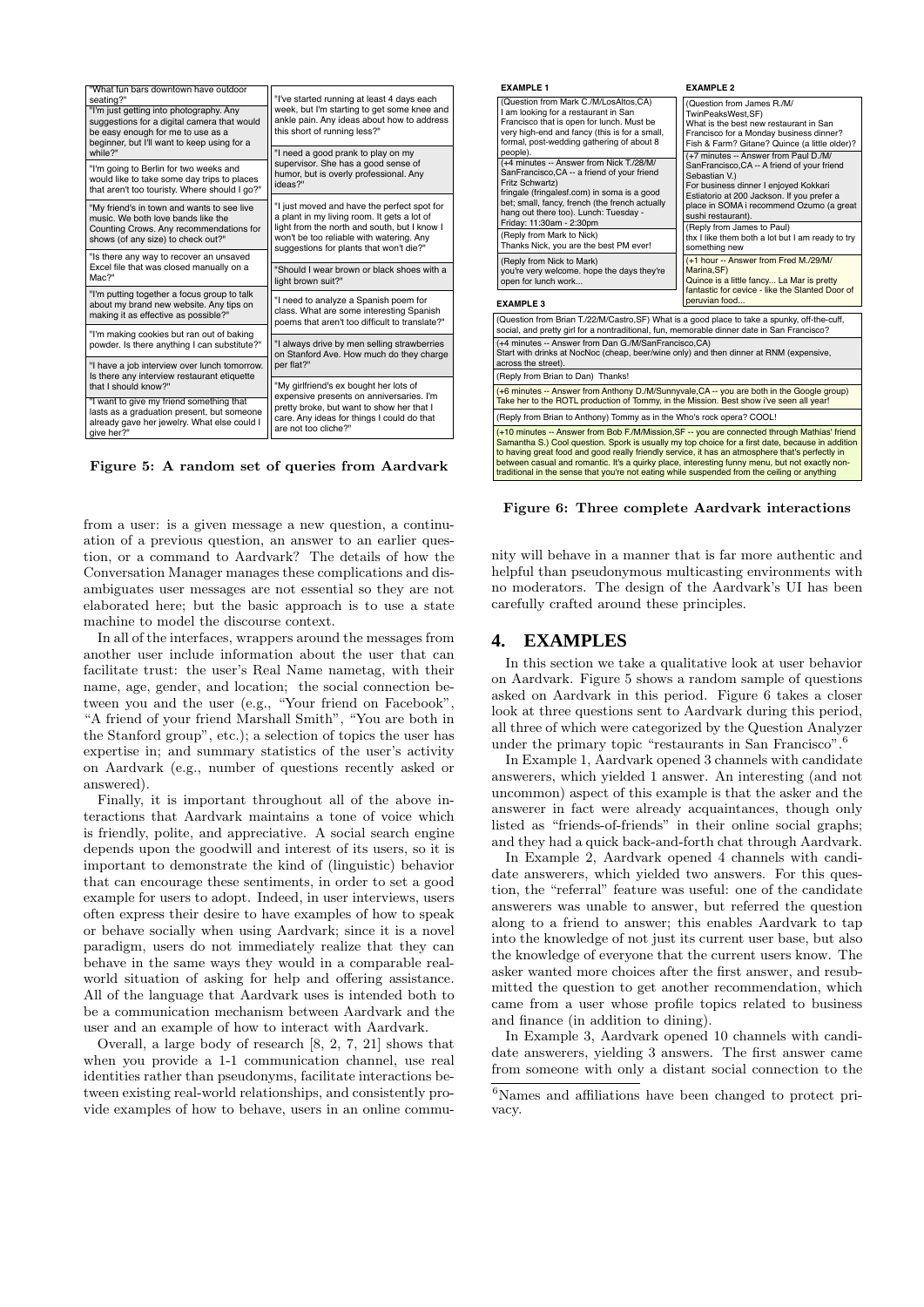"What fun bars downtown have outdoor seating?"

"I'm just getting into photography. Any suggestions for a digital camera that would be easy enough for me to use as a beginner, but I'll want to keep using for a while?"

"I'm going to Berlin for two weeks and would like to take some day trips to places that aren't too touristy. Where should I go?"

"My friend's in town and wants to see live music. We both love bands like the Counting Crows. Any recommendations for shows (of any size) to check out?"

"Is there any way to recover an unsaved Excel file that was closed manually on a Mac?"

"I'm putting together a focus group to talk about my brand new website. Any tips on making it as effective as possible?"

"I'm making cookies but ran out of baking powder. Is there anything I can substitute?"

"I have a job interview over lunch tomorrow. Is there any interview restaurant etiquette that I should know?"

"I want to give my friend something that lasts as a graduation present, but someone already gave her jewelry. What else could I give her?"

"I've started running at least 4 days each week, but I'm starting to get some knee and ankle pain. Any ideas about how to address this short of running less?"

"I need a good prank to play on my supervisor. She has a good sense of humor, but is overly professional. Any ideas?"

"I just moved and have the perfect spot for a plant in my living room. It gets a lot of light from the north and south, but I know I won't be too reliable with watering. Any suggestions for plants that won't die?"

"Should I wear brown or black shoes with a light brown suit?"

"I need to analyze a Spanish poem for class. What are some interesting Spanish poems that aren't too difficult to translate?"

"I always drive by men selling strawberries on Stanford Ave. How much do they charge per flat?"

"My girlfriend's ex bought her lots of expensive presents on anniversaries. I'm pretty broke, but want to show her that I care. Any ideas for things I could do that are not too cliche?"

**Figure 5: A random set of queries from Aardvark**

from a user: is a given message a new question, a continuation of a previous question, an answer to an earlier question, or a command to Aardvark? The details of how the Conversation Manager manages these complications and disambiguates user messages are not essential so they are not elaborated here; but the basic approach is to use a state machine to model the discourse context.

In all of the interfaces, wrappers around the messages from another user include information about the user that can facilitate trust: the user's Real Name nametag, with their name, age, gender, and location; the social connection between you and the user (e.g., "Your friend on Facebook", "A friend of your friend Marshall Smith", "You are both in the Stanford group", etc.); a selection of topics the user has expertise in; and summary statistics of the user's activity on Aardvark (e.g., number of questions recently asked or answered).

Finally, it is important throughout all of the above interactions that Aardvark maintains a tone of voice which is friendly, polite, and appreciative. A social search engine depends upon the goodwill and interest of its users, so it is important to demonstrate the kind of (linguistic) behavior that can encourage these sentiments, in order to set a good example for users to adopt. Indeed, in user interviews, users often express their desire to have examples of how to speak or behave socially when using Aardvark; since it is a novel paradigm, users do not immediately realize that they can behave in the same ways they would in a comparable real-world situation of asking for help and offering assistance. All of the language that Aardvark uses is intended both to be a communication mechanism between Aardvark and the user and an example of how to interact with Aardvark.

Overall, a large body of research [8, 2, 7, 21] shows that when you provide a 1-1 communication channel, use real identities rather than pseudonyms, facilitate interactions between existing real-world relationships, and consistently provide examples of how to behave, users in an online community will behave in a manner that is far more authentic and helpful than pseudonymous multicasting environments with no moderators. The design of the Aardvark's UI has been carefully crafted around these principles.

**EXAMPLE 1**

(Question from Mark C./M/LosAltos,CA)
I am looking for a restaurant in San Francisco that is open for lunch. Must be very high-end and fancy (this is for a small, formal, post-wedding gathering of about 8 people).

(+4 minutes -- Answer from Nick T./28/M/SanFrancisco,CA -- a friend of your friend Fritz Schwartz)
fringale (fringalesf.com) in soma is a good bet; small, fancy, french (the french actually hang out there too). Lunch: Tuesday - Friday: 11:30am - 2:30pm

(Reply from Mark to Nick)
Thanks Nick, you are the best PM ever!

(Reply from Nick to Mark)
you're very welcome. hope the days they're open for lunch work...

**EXAMPLE 2**

(Question from James R./M/TwinPeaksWest,SF)
What is the best new restaurant in San Francisco for a Monday business dinner? Fish & Farm? Gitane? Quince (a little older)?

(+7 minutes -- Answer from Paul D./M/SanFrancisco,CA -- A friend of your friend Sebastian V.)
For business dinner I enjoyed Kokkari Estiatorio at 200 Jackson. If you prefer a place in SOMA i recommend Ozumo (a great sushi restaurant).

(Reply from James to Paul)
thx I like them both a lot but I am ready to try something new

(+1 hour -- Answer from Fred M./29/M/Marina,SF)
Quince is a little fancy... La Mar is pretty fantastic for cevice - like the Slanted Door of peruvian food...

**EXAMPLE 3**

(Question from Brian T./22/M/Castro,SF) What is a good place to take a spunky, off-the-cuff, social, and pretty girl for a nontraditional, fun, memorable dinner date in San Francisco?

(+4 minutes -- Answer from Dan G./M/SanFrancisco,CA)
Start with drinks at NocNoc (cheap, beer/wine only) and then dinner at RNM (expensive, across the street).

(Reply from Brian to Dan) Thanks!

(+6 minutes -- Answer from Anthony D./M/Sunnyvale,CA -- you are both in the Google group)
Take her to the ROTL production of Tommy, in the Mission. Best show i've seen all year!

(Reply from Brian to Anthony) Tommy as in the Who's rock opera? COOL!

(+10 minutes -- Answer from Bob F./M/Mission,SF -- you are connected through Mathias' friend Samantha S.) Cool question. Spork is usually my top choice for a first date, because in addition to having great food and good really friendly service, it has an atmosphere that's perfectly in between casual and romantic. It's a quirky place, interesting funny menu, but not exactly non-traditional in the sense that you're not eating while suspended from the ceiling or anything

**Figure 6: Three complete Aardvark interactions**

## 4. EXAMPLES

In this section we take a qualitative look at user behavior on Aardvark. Figure 5 shows a random sample of questions asked on Aardvark in this period. Figure 6 takes a closer look at three questions sent to Aardvark during this period, all three of which were categorized by the Question Analyzer under the primary topic "restaurants in San Francisco".[6]

In Example 1, Aardvark opened 3 channels with candidate answerers, which yielded 1 answer. An interesting (and not uncommon) aspect of this example is that the asker and the answerer in fact were already acquaintances, though only listed as "friends-of-friends" in their online social graphs; and they had a quick back-and-forth chat through Aardvark.

In Example 2, Aardvark opened 4 channels with candidate answerers, which yielded two answers. For this question, the "referral" feature was useful: one of the candidate answerers was unable to answer, but referred the question along to a friend to answer; this enables Aardvark to tap into the knowledge of not just its current user base, but also the knowledge of everyone that the current users know. The asker wanted more choices after the first answer, and resubmitted the question to get another recommendation, which came from a user whose profile topics related to business and finance (in addition to dining).

In Example 3, Aardvark opened 10 channels with candidate answerers, yielding 3 answers. The first answer came from someone with only a distant social connection to the

[6]Names and affiliations have been changed to protect privacy.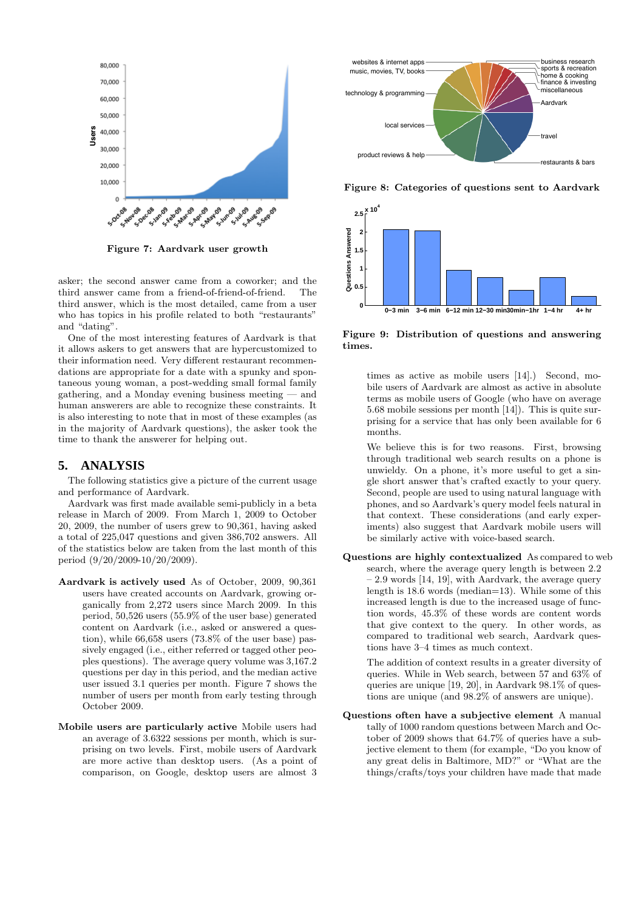Figure 7: Aardvark user growth

asker; the second answer came from a coworker; and the third answer came from a friend-of-friend-of-friend. The third answer, which is the most detailed, came from a user who has topics in his profile related to both "restaurants" and "dating".

One of the most interesting features of Aardvark is that it allows askers to get answers that are hypercustomized to their information need. Very different restaurant recommendations are appropriate for a date with a spunky and spontaneous young woman, a post-wedding small formal family gathering, and a Monday evening business meeting — and human answerers are able to recognize these constraints. It is also interesting to note that in most of these examples (as in the majority of Aardvark questions), the asker took the time to thank the answerer for helping out.

## 5. ANALYSIS

The following statistics give a picture of the current usage and performance of Aardvark.

Aardvark was first made available semi-publicly in a beta release in March of 2009. From March 1, 2009 to October 20, 2009, the number of users grew to 90,361, having asked a total of 225,047 questions and given 386,702 answers. All of the statistics below are taken from the last month of this period (9/20/2009-10/20/2009).

**Aardvark is actively used** As of October, 2009, 90,361 users have created accounts on Aardvark, growing organically from 2,272 users since March 2009. In this period, 50,526 users (55.9% of the user base) generated content on Aardvark (i.e., asked or answered a question), while 66,658 users (73.8% of the user base) passively engaged (i.e., either referred or tagged other peoples questions). The average query volume was 3,167.2 questions per day in this period, and the median active user issued 3.1 queries per month. Figure 7 shows the number of users per month from early testing through October 2009.

**Mobile users are particularly active** Mobile users had an average of 3.6322 sessions per month, which is surprising on two levels. First, mobile users of Aardvark are more active than desktop users. (As a point of comparison, on Google, desktop users are almost 3 times as active as mobile users [14].) Second, mobile users of Aardvark are almost as active in absolute terms as mobile users of Google (who have on average 5.68 mobile sessions per month [14]). This is quite surprising for a service that has only been available for 6 months.

We believe this is for two reasons. First, browsing through traditional web search results on a phone is unwieldy. On a phone, it's more useful to get a single short answer that's crafted exactly to your query. Second, people are used to using natural language with phones, and so Aardvark's query model feels natural in that context. These considerations (and early experiments) also suggest that Aardvark mobile users will be similarly active with voice-based search.

Figure 8: Categories of questions sent to Aardvark

Figure 9: Distribution of questions and answering times.

**Questions are highly contextualized** As compared to web search, where the average query length is between 2.2 – 2.9 words [14, 19], with Aardvark, the average query length is 18.6 words (median=13). While some of this increased length is due to the increased usage of function words, 45.3% of these words are content words that give context to the query. In other words, as compared to traditional web search, Aardvark questions have 3–4 times as much context.

The addition of context results in a greater diversity of queries. While in Web search, between 57 and 63% of queries are unique [19, 20], in Aardvark 98.1% of questions are unique (and 98.2% of answers are unique).

**Questions often have a subjective element** A manual tally of 1000 random questions between March and October of 2009 shows that 64.7% of queries have a subjective element to them (for example, "Do you know of any great delis in Baltimore, MD?" or "What are the things/crafts/toys your children have made that made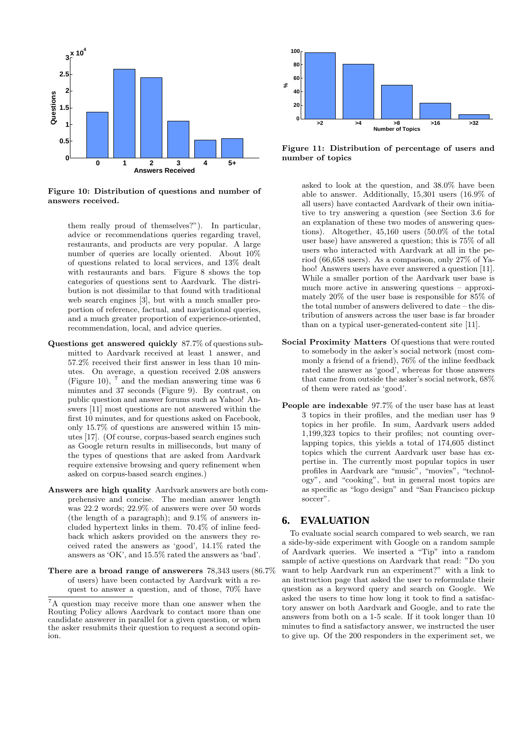Figure 10: Distribution of questions and number of answers received.

them really proud of themselves?"). In particular, advice or recommendations queries regarding travel, restaurants, and products are very popular. A large number of queries are locally oriented. About 10% of questions related to local services, and 13% dealt with restaurants and bars. Figure 8 shows the top categories of questions sent to Aardvark. The distribution is not dissimilar to that found with traditional web search engines [3], but with a much smaller proportion of reference, factual, and navigational queries, and a much greater proportion of experience-oriented, recommendation, local, and advice queries.

**Questions get answered quickly** 87.7% of questions submitted to Aardvark received at least 1 answer, and 57.2% received their first answer in less than 10 minutes. On average, a question received 2.08 answers (Figure 10), [7] and the median answering time was 6 minutes and 37 seconds (Figure 9). By contrast, on public question and answer forums such as Yahoo! Answers [11] most questions are not answered within the first 10 minutes, and for questions asked on Facebook, only 15.7% of questions are answered within 15 minutes [17]. (Of course, corpus-based search engines such as Google return results in milliseconds, but many of the types of questions that are asked from Aardvark require extensive browsing and query refinement when asked on corpus-based search engines.)

**Answers are high quality** Aardvark answers are both comprehensive and concise. The median answer length was 22.2 words; 22.9% of answers were over 50 words (the length of a paragraph); and 9.1% of answers included hypertext links in them. 70.4% of inline feedback which askers provided on the answers they received rated the answers as 'good', 14.1% rated the answers as 'OK', and 15.5% rated the answers as 'bad'.

**There are a broad range of answerers** 78,343 users (86.7% of users) have been contacted by Aardvark with a request to answer a question, and of those, 70% have asked to look at the question, and 38.0% have been able to answer. Additionally, 15,301 users (16.9% of all users) have contacted Aardvark of their own initiative to try answering a question (see Section 3.6 for an explanation of these two modes of answering questions). Altogether, 45,160 users (50.0% of the total user base) have answered a question; this is 75% of all users who interacted with Aardvark at all in the period (66,658 users). As a comparison, only 27% of Yahoo! Answers users have ever answered a question [11]. While a smaller portion of the Aardvark user base is much more active in answering questions – approximately 20% of the user base is responsible for 85% of the total number of answers delivered to date – the distribution of answers across the user base is far broader than on a typical user-generated-content site [11].

[7] A question may receive more than one answer when the Routing Policy allows Aardvark to contact more than one candidate answerer in parallel for a given question, or when the asker resubmits their question to request a second opinion.

Figure 11: Distribution of percentage of users and number of topics

**Social Proximity Matters** Of questions that were routed to somebody in the asker's social network (most commonly a friend of a friend), 76% of the inline feedback rated the answer as 'good', whereas for those answers that came from outside the asker's social network, 68% of them were rated as 'good'.

**People are indexable** 97.7% of the user base has at least 3 topics in their profiles, and the median user has 9 topics in her profile. In sum, Aardvark users added 1,199,323 topics to their profiles; not counting overlapping topics, this yields a total of 174,605 distinct topics which the current Aardvark user base has expertise in. The currently most popular topics in user profiles in Aardvark are "music", "movies", "technology", and "cooking", but in general most topics are as specific as "logo design" and "San Francisco pickup soccer".

## 6. EVALUATION

To evaluate social search compared to web search, we ran a side-by-side experiment with Google on a random sample of Aardvark queries. We inserted a "Tip" into a random sample of active questions on Aardvark that read: "Do you want to help Aardvark run an experiment?" with a link to an instruction page that asked the user to reformulate their question as a keyword query and search on Google. We asked the users to time how long it took to find a satisfactory answer on both Aardvark and Google, and to rate the answers from both on a 1-5 scale. If it took longer than 10 minutes to find a satisfactory answer, we instructed the user to give up. Of the 200 responders in the experiment set, we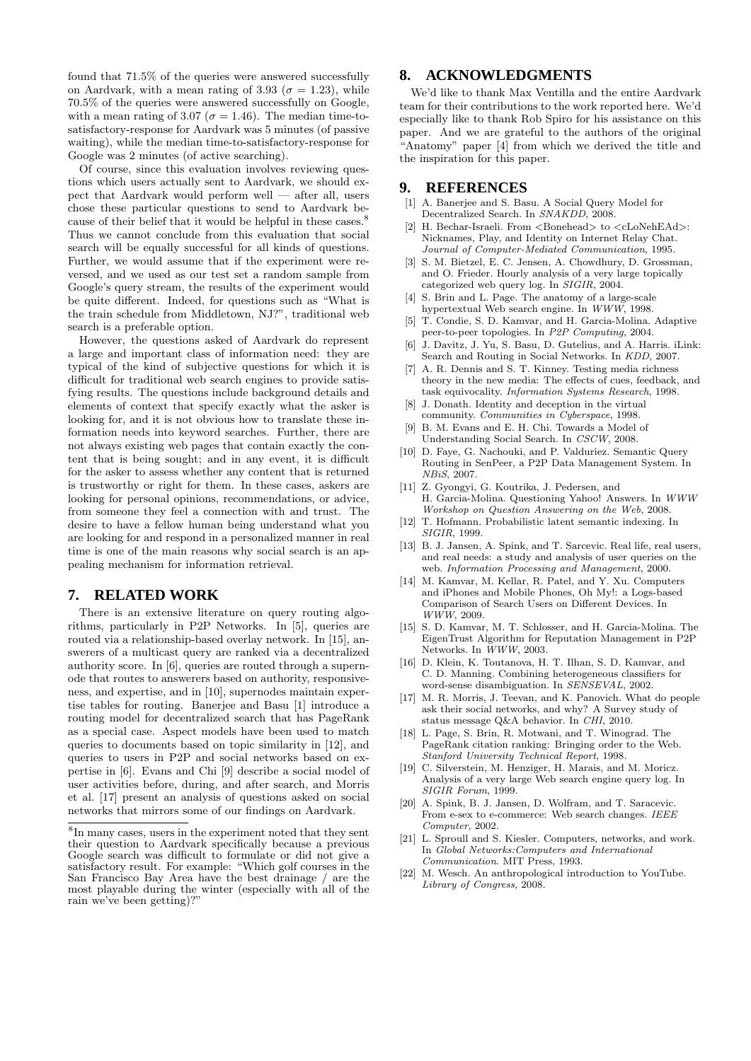found that 71.5% of the queries were answered successfully on Aardvark, with a mean rating of 3.93 ($\sigma = 1.23$), while 70.5% of the queries were answered successfully on Google, with a mean rating of 3.07 ($\sigma = 1.46$). The median time-to-satisfactory-response for Aardvark was 5 minutes (of passive waiting), while the median time-to-satisfactory-response for Google was 2 minutes (of active searching).

Of course, since this evaluation involves reviewing questions which users actually sent to Aardvark, we should expect that Aardvark would perform well — after all, users chose these particular questions to send to Aardvark because of their belief that it would be helpful in these cases.[8] Thus we cannot conclude from this evaluation that social search will be equally successful for all kinds of questions. Further, we would assume that if the experiment were reversed, and we used as our test set a random sample from Google's query stream, the results of the experiment would be quite different. Indeed, for questions such as "What is the train schedule from Middletown, NJ?", traditional web search is a preferable option.

However, the questions asked of Aardvark do represent a large and important class of information need: they are typical of the kind of subjective questions for which it is difficult for traditional web search engines to provide satisfying results. The questions include background details and elements of context that specify exactly what the asker is looking for, and it is not obvious how to translate these information needs into keyword searches. Further, there are not always existing web pages that contain exactly the content that is being sought; and in any event, it is difficult for the asker to assess whether any content that is returned is trustworthy or right for them. In these cases, askers are looking for personal opinions, recommendations, or advice, from someone they feel a connection with and trust. The desire to have a fellow human being understand what you are looking for and respond in a personalized manner in real time is one of the main reasons why social search is an appealing mechanism for information retrieval.

## 7. RELATED WORK

There is an extensive literature on query routing algorithms, particularly in P2P Networks. In [5], queries are routed via a relationship-based overlay network. In [15], answerers of a multicast query are ranked via a decentralized authority score. In [6], queries are routed through a supernode that routes to answerers based on authority, responsiveness, and expertise, and in [10], supernodes maintain expertise tables for routing. Banerjee and Basu [1] introduce a routing model for decentralized search that has PageRank as a special case. Aspect models have been used to match queries to documents based on topic similarity in [12], and queries to users in P2P and social networks based on expertise in [6]. Evans and Chi [9] describe a social model of user activities before, during, and after search, and Morris et al. [17] present an analysis of questions asked on social networks that mirrors some of our findings on Aardvark.

[8]In many cases, users in the experiment noted that they sent their question to Aardvark specifically because a previous Google search was difficult to formulate or did not give a satisfactory result. For example: "Which golf courses in the San Francisco Bay Area have the best drainage / are the most playable during the winter (especially with all of the rain we've been getting)?"

## 8. ACKNOWLEDGMENTS

We'd like to thank Max Ventilla and the entire Aardvark team for their contributions to the work reported here. We'd especially like to thank Rob Spiro for his assistance on this paper. And we are grateful to the authors of the original "Anatomy" paper [4] from which we derived the title and the inspiration for this paper.

## 9. REFERENCES

[1] A. Banerjee and S. Basu. A Social Query Model for Decentralized Search. In *SNAKDD*, 2008.

[2] H. Bechar-Israeli. From <Bonehead> to <cLoNehEAd>: Nicknames, Play, and Identity on Internet Relay Chat. *Journal of Computer-Mediated Communication*, 1995.

[3] S. M. Bietzel, E. C. Jensen, A. Chowdhury, D. Grossman, and O. Frieder. Hourly analysis of a very large topically categorized web query log. In *SIGIR*, 2004.

[4] S. Brin and L. Page. The anatomy of a large-scale hypertextual Web search engine. In *WWW*, 1998.

[5] T. Condie, S. D. Kamvar, and H. Garcia-Molina. Adaptive peer-to-peer topologies. In *P2P Computing*, 2004.

[6] J. Davitz, J. Yu, S. Basu, D. Gutelius, and A. Harris. iLink: Search and Routing in Social Networks. In *KDD*, 2007.

[7] A. R. Dennis and S. T. Kinney. Testing media richness theory in the new media: The effects of cues, feedback, and task equivocality. *Information Systems Research*, 1998.

[8] J. Donath. Identity and deception in the virtual community. *Communities in Cyberspace*, 1998.

[9] B. M. Evans and E. H. Chi. Towards a Model of Understanding Social Search. In *CSCW*, 2008.

[10] D. Faye, G. Nachouki, and P. Valduriez. Semantic Query Routing in SenPeer, a P2P Data Management System. In *NBiS*, 2007.

[11] Z. Gyongyi, G. Koutrika, J. Pedersen, and H. Garcia-Molina. Questioning Yahoo! Answers. In *WWW Workshop on Question Answering on the Web*, 2008.

[12] T. Hofmann. Probabilistic latent semantic indexing. In *SIGIR*, 1999.

[13] B. J. Jansen, A. Spink, and T. Sarcevic. Real life, real users, and real needs: a study and analysis of user queries on the web. *Information Processing and Management*, 2000.

[14] M. Kamvar, M. Kellar, R. Patel, and Y. Xu. Computers and iPhones and Mobile Phones, Oh My!: a Logs-based Comparison of Search Users on Different Devices. In *WWW*, 2009.

[15] S. D. Kamvar, M. T. Schlosser, and H. Garcia-Molina. The EigenTrust Algorithm for Reputation Management in P2P Networks. In *WWW*, 2003.

[16] D. Klein, K. Toutanova, H. T. Ilhan, S. D. Kamvar, and C. D. Manning. Combining heterogeneous classifiers for word-sense disambiguation. In *SENSEVAL*, 2002.

[17] M. R. Morris, J. Teevan, and K. Panovich. What do people ask their social networks, and why? A Survey study of status message Q&A behavior. In *CHI*, 2010.

[18] L. Page, S. Brin, R. Motwani, and T. Winograd. The PageRank citation ranking: Bringing order to the Web. *Stanford University Technical Report*, 1998.

[19] C. Silverstein, M. Henziger, H. Marais, and M. Moricz. Analysis of a very large Web search engine query log. In *SIGIR Forum*, 1999.

[20] A. Spink, B. J. Jansen, D. Wolfram, and T. Saracevic. From e-sex to e-commerce: Web search changes. *IEEE Computer*, 2002.

[21] L. Sproull and S. Kiesler. Computers, networks, and work. In *Global Networks:Computers and International Communication*. MIT Press, 1993.

[22] M. Wesch. An anthropological introduction to YouTube. *Library of Congress*, 2008.